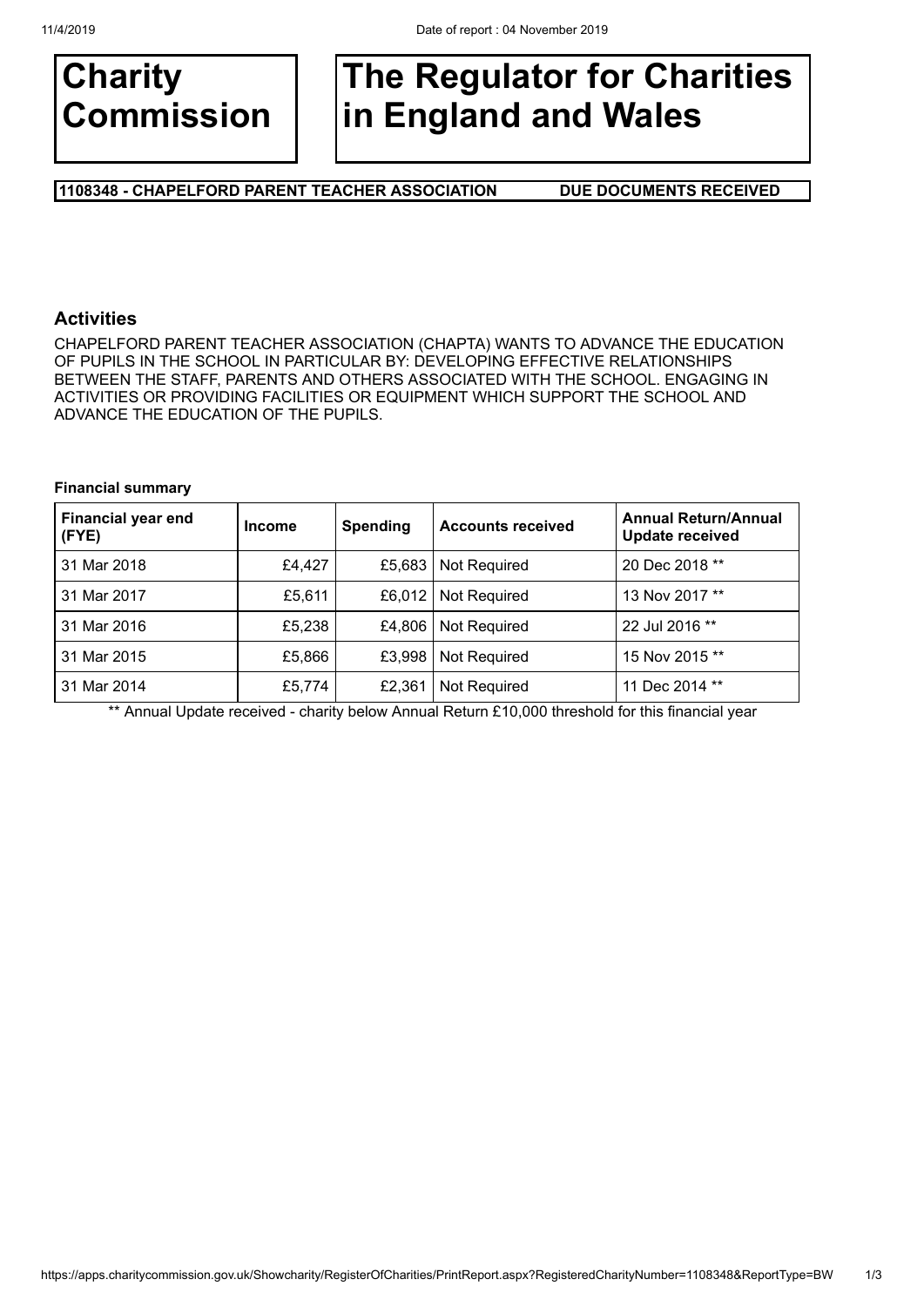# Charity Commission

# The Regulator for Charities in England and Wales

**1108348 - CHAPELFORD PARENT TEACHER ASSOCIATION** **DUE DOCUMENTS RECEIVED**

## Activities

CHAPELFORD PARENT TEACHER ASSOCIATION (CHAPTA) WANTS TO ADVANCE THE EDUCATION OF PUPILS IN THE SCHOOL IN PARTICULAR BY: DEVELOPING EFFECTIVE RELATIONSHIPS BETWEEN THE STAFF, PARENTS AND OTHERS ASSOCIATED WITH THE SCHOOL. ENGAGING IN ACTIVITIES OR PROVIDING FACILITIES OR EQUIPMENT WHICH SUPPORT THE SCHOOL AND ADVANCE THE EDUCATION OF THE PUPILS.

**Financial summary**

| Financial year end (FYE) | Income | Spending | Accounts received | Annual Return/Annual Update received |
|---|---|---|---|---|
| 31 Mar 2018 | £4,427 | £5,683 | Not Required | 20 Dec 2018 ** |
| 31 Mar 2017 | £5,611 | £6,012 | Not Required | 13 Nov 2017 ** |
| 31 Mar 2016 | £5,238 | £4,806 | Not Required | 22 Jul 2016 ** |
| 31 Mar 2015 | £5,866 | £3,998 | Not Required | 15 Nov 2015 ** |
| 31 Mar 2014 | £5,774 | £2,361 | Not Required | 11 Dec 2014 ** |

** Annual Update received - charity below Annual Return £10,000 threshold for this financial year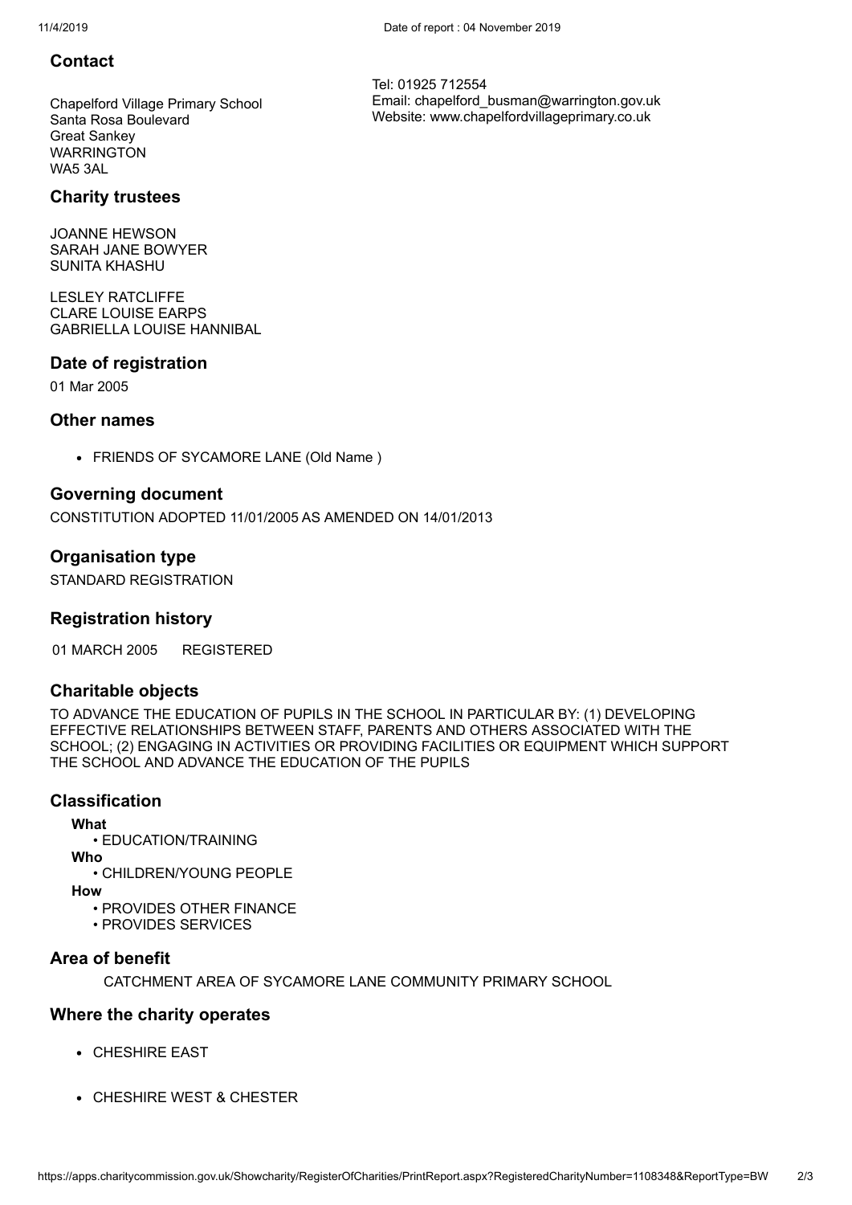## Contact

Chapelford Village Primary School
Santa Rosa Boulevard
Great Sankey
WARRINGTON
WA5 3AL

Tel: 01925 712554
Email: chapelford_busman@warrington.gov.uk
Website: www.chapelfordvillageprimary.co.uk

## Charity trustees

JOANNE HEWSON
SARAH JANE BOWYER
SUNITA KHASHU

LESLEY RATCLIFFE
CLARE LOUISE EARPS
GABRIELLA LOUISE HANNIBAL

## Date of registration

01 Mar 2005

## Other names

- FRIENDS OF SYCAMORE LANE (Old Name )

## Governing document

CONSTITUTION ADOPTED 11/01/2005 AS AMENDED ON 14/01/2013

## Organisation type

STANDARD REGISTRATION

## Registration history

01 MARCH 2005 REGISTERED

## Charitable objects

TO ADVANCE THE EDUCATION OF PUPILS IN THE SCHOOL IN PARTICULAR BY: (1) DEVELOPING EFFECTIVE RELATIONSHIPS BETWEEN STAFF, PARENTS AND OTHERS ASSOCIATED WITH THE SCHOOL; (2) ENGAGING IN ACTIVITIES OR PROVIDING FACILITIES OR EQUIPMENT WHICH SUPPORT THE SCHOOL AND ADVANCE THE EDUCATION OF THE PUPILS

## Classification

**What**
- EDUCATION/TRAINING

**Who**
- CHILDREN/YOUNG PEOPLE

**How**
- PROVIDES OTHER FINANCE
- PROVIDES SERVICES

## Area of benefit

CATCHMENT AREA OF SYCAMORE LANE COMMUNITY PRIMARY SCHOOL

## Where the charity operates

- CHESHIRE EAST
- CHESHIRE WEST & CHESTER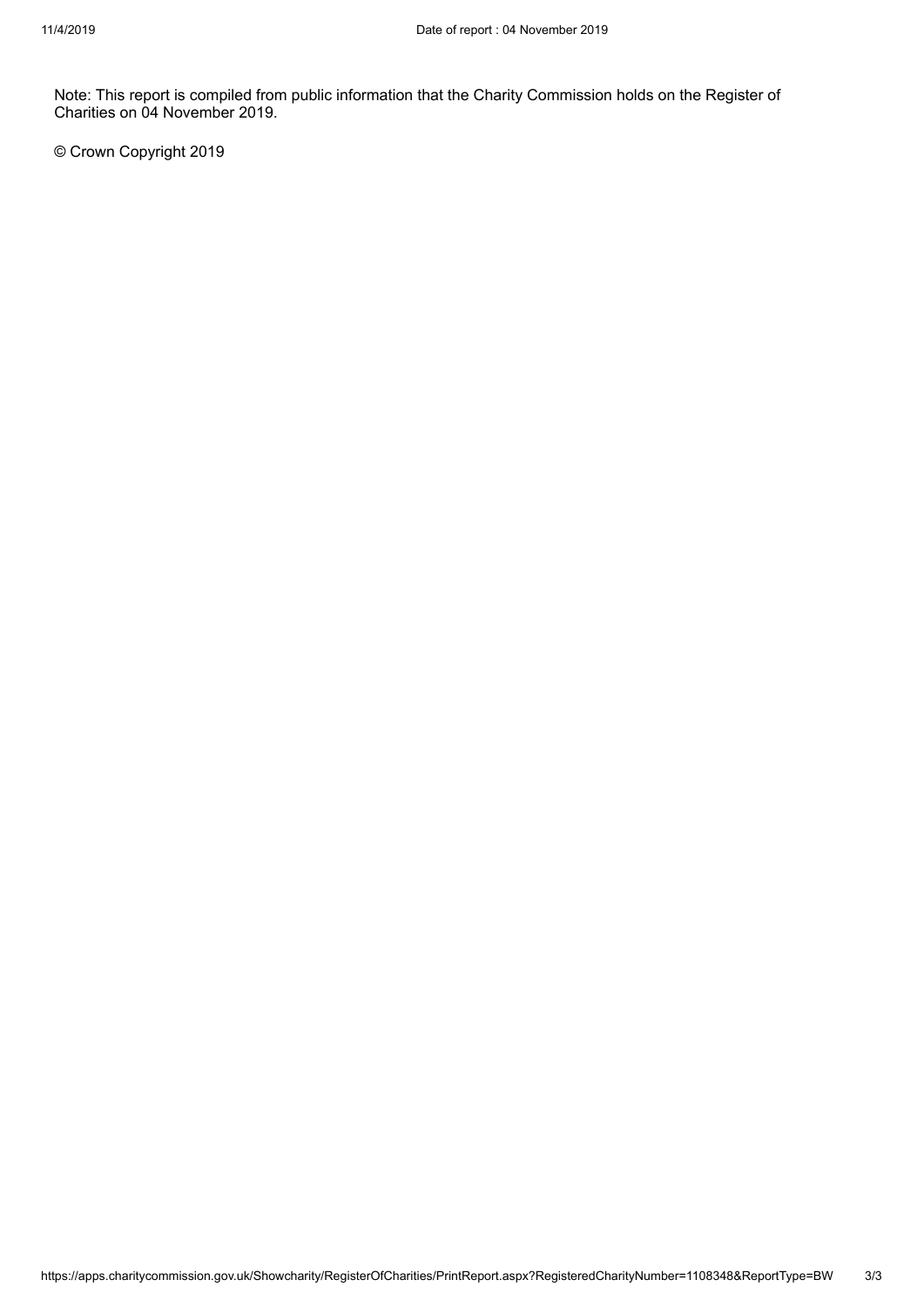Note: This report is compiled from public information that the Charity Commission holds on the Register of Charities on 04 November 2019.

© Crown Copyright 2019